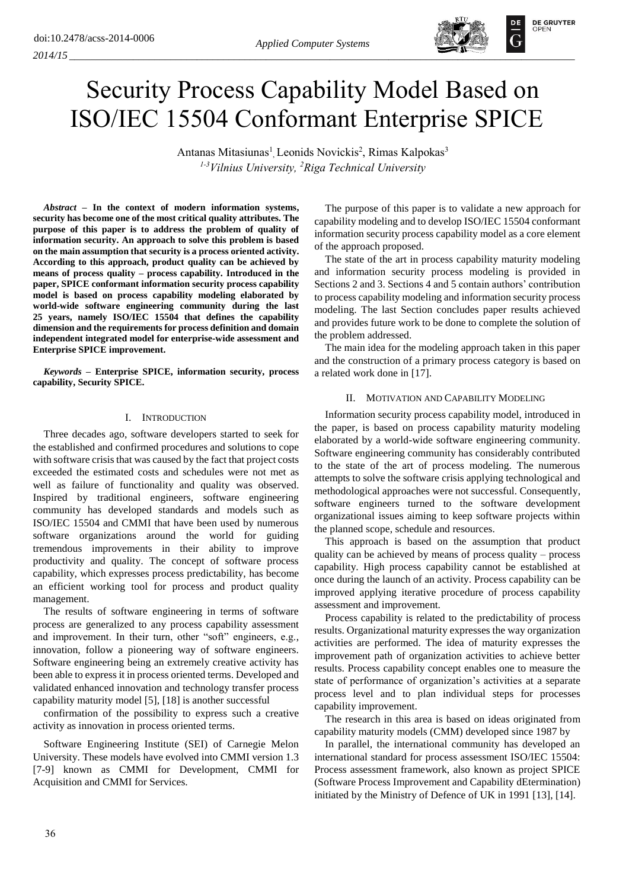# Security Process Capability Model Based on ISO/IEC 15504 Conformant Enterprise SPICE

Antanas Mitasiunas[1], Leonids Novickis[2], Rimas Kalpokas[3]

[1-3]*Vilnius University,* [2]*Riga Technical University*

***Abstract* – In the context of modern information systems, security has become one of the most critical quality attributes. The purpose of this paper is to address the problem of quality of information security. An approach to solve this problem is based on the main assumption that security is a process oriented activity. According to this approach, product quality can be achieved by means of process quality – process capability. Introduced in the paper, SPICE conformant information security process capability model is based on process capability modeling elaborated by world-wide software engineering community during the last 25 years, namely ISO/IEC 15504 that defines the capability dimension and the requirements for process definition and domain independent integrated model for enterprise-wide assessment and Enterprise SPICE improvement.**

***Keywords* – Enterprise SPICE, information security, process capability, Security SPICE.**

## I. Introduction

Three decades ago, software developers started to seek for the established and confirmed procedures and solutions to cope with software crisis that was caused by the fact that project costs exceeded the estimated costs and schedules were not met as well as failure of functionality and quality was observed. Inspired by traditional engineers, software engineering community has developed standards and models such as ISO/IEC 15504 and CMMI that have been used by numerous software organizations around the world for guiding tremendous improvements in their ability to improve productivity and quality. The concept of software process capability, which expresses process predictability, has become an efficient working tool for process and product quality management.

The results of software engineering in terms of software process are generalized to any process capability assessment and improvement. In their turn, other "soft" engineers, e.g., innovation, follow a pioneering way of software engineers. Software engineering being an extremely creative activity has been able to express it in process oriented terms. Developed and validated enhanced innovation and technology transfer process capability maturity model [5], [18] is another successful

confirmation of the possibility to express such a creative activity as innovation in process oriented terms.

Software Engineering Institute (SEI) of Carnegie Melon University. These models have evolved into CMMI version 1.3 [7-9] known as CMMI for Development, CMMI for Acquisition and CMMI for Services.

The purpose of this paper is to validate a new approach for capability modeling and to develop ISO/IEC 15504 conformant information security process capability model as a core element of the approach proposed.

The state of the art in process capability maturity modeling and information security process modeling is provided in Sections 2 and 3. Sections 4 and 5 contain authors' contribution to process capability modeling and information security process modeling. The last Section concludes paper results achieved and provides future work to be done to complete the solution of the problem addressed.

The main idea for the modeling approach taken in this paper and the construction of a primary process category is based on a related work done in [17].

## II. Motivation and Capability Modeling

Information security process capability model, introduced in the paper, is based on process capability maturity modeling elaborated by a world-wide software engineering community. Software engineering community has considerably contributed to the state of the art of process modeling. The numerous attempts to solve the software crisis applying technological and methodological approaches were not successful. Consequently, software engineers turned to the software development organizational issues aiming to keep software projects within the planned scope, schedule and resources.

This approach is based on the assumption that product quality can be achieved by means of process quality – process capability. High process capability cannot be established at once during the launch of an activity. Process capability can be improved applying iterative procedure of process capability assessment and improvement.

Process capability is related to the predictability of process results. Organizational maturity expresses the way organization activities are performed. The idea of maturity expresses the improvement path of organization activities to achieve better results. Process capability concept enables one to measure the state of performance of organization's activities at a separate process level and to plan individual steps for processes capability improvement.

The research in this area is based on ideas originated from capability maturity models (CMM) developed since 1987 by

In parallel, the international community has developed an international standard for process assessment ISO/IEC 15504: Process assessment framework, also known as project SPICE (Software Process Improvement and Capability dEtermination) initiated by the Ministry of Defence of UK in 1991 [13], [14].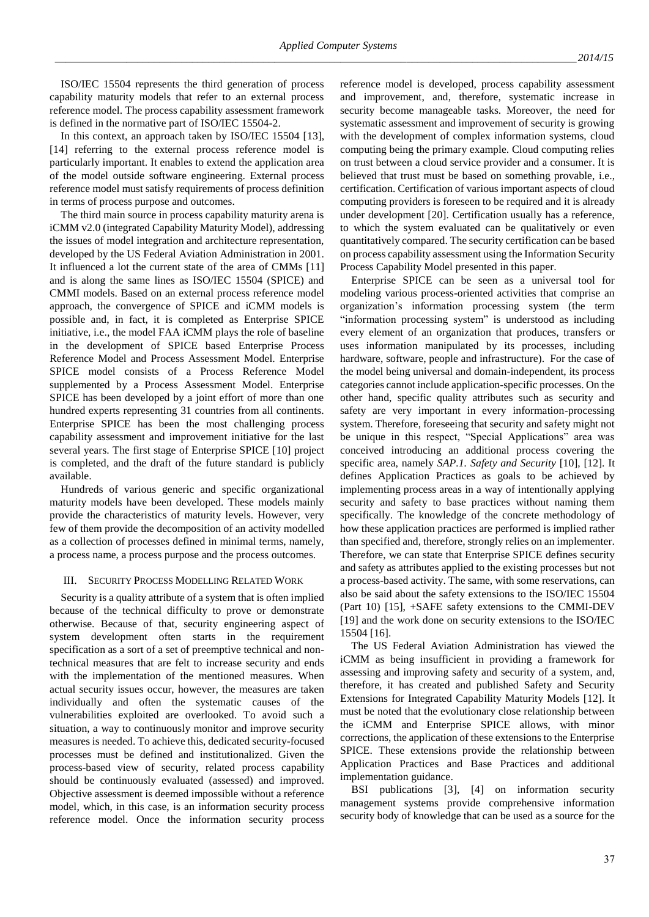ISO/IEC 15504 represents the third generation of process capability maturity models that refer to an external process reference model. The process capability assessment framework is defined in the normative part of ISO/IEC 15504-2.

In this context, an approach taken by ISO/IEC 15504 [13], [14] referring to the external process reference model is particularly important. It enables to extend the application area of the model outside software engineering. External process reference model must satisfy requirements of process definition in terms of process purpose and outcomes.

The third main source in process capability maturity arena is iCMM v2.0 (integrated Capability Maturity Model), addressing the issues of model integration and architecture representation, developed by the US Federal Aviation Administration in 2001. It influenced a lot the current state of the area of CMMs [11] and is along the same lines as ISO/IEC 15504 (SPICE) and CMMI models. Based on an external process reference model approach, the convergence of SPICE and iCMM models is possible and, in fact, it is completed as Enterprise SPICE initiative, i.e., the model FAA iCMM plays the role of baseline in the development of SPICE based Enterprise Process Reference Model and Process Assessment Model. Enterprise SPICE model consists of a Process Reference Model supplemented by a Process Assessment Model. Enterprise SPICE has been developed by a joint effort of more than one hundred experts representing 31 countries from all continents. Enterprise SPICE has been the most challenging process capability assessment and improvement initiative for the last several years. The first stage of Enterprise SPICE [10] project is completed, and the draft of the future standard is publicly available.

Hundreds of various generic and specific organizational maturity models have been developed. These models mainly provide the characteristics of maturity levels. However, very few of them provide the decomposition of an activity modelled as a collection of processes defined in minimal terms, namely, a process name, a process purpose and the process outcomes.

## III. Security Process Modelling Related Work

Security is a quality attribute of a system that is often implied because of the technical difficulty to prove or demonstrate otherwise. Because of that, security engineering aspect of system development often starts in the requirement specification as a sort of a set of preemptive technical and non-technical measures that are felt to increase security and ends with the implementation of the mentioned measures. When actual security issues occur, however, the measures are taken individually and often the systematic causes of the vulnerabilities exploited are overlooked. To avoid such a situation, a way to continuously monitor and improve security measures is needed. To achieve this, dedicated security-focused processes must be defined and institutionalized. Given the process-based view of security, related process capability should be continuously evaluated (assessed) and improved. Objective assessment is deemed impossible without a reference model, which, in this case, is an information security process reference model. Once the information security process reference model is developed, process capability assessment and improvement, and, therefore, systematic increase in security become manageable tasks. Moreover, the need for systematic assessment and improvement of security is growing with the development of complex information systems, cloud computing being the primary example. Cloud computing relies on trust between a cloud service provider and a consumer. It is believed that trust must be based on something provable, i.e., certification. Certification of various important aspects of cloud computing providers is foreseen to be required and it is already under development [20]. Certification usually has a reference, to which the system evaluated can be qualitatively or even quantitatively compared. The security certification can be based on process capability assessment using the Information Security Process Capability Model presented in this paper.

Enterprise SPICE can be seen as a universal tool for modeling various process-oriented activities that comprise an organization's information processing system (the term "information processing system" is understood as including every element of an organization that produces, transfers or uses information manipulated by its processes, including hardware, software, people and infrastructure). For the case of the model being universal and domain-independent, its process categories cannot include application-specific processes. On the other hand, specific quality attributes such as security and safety are very important in every information-processing system. Therefore, foreseeing that security and safety might not be unique in this respect, "Special Applications" area was conceived introducing an additional process covering the specific area, namely *SAP.1. Safety and Security* [10], [12]. It defines Application Practices as goals to be achieved by implementing process areas in a way of intentionally applying security and safety to base practices without naming them specifically. The knowledge of the concrete methodology of how these application practices are performed is implied rather than specified and, therefore, strongly relies on an implementer. Therefore, we can state that Enterprise SPICE defines security and safety as attributes applied to the existing processes but not a process-based activity. The same, with some reservations, can also be said about the safety extensions to the ISO/IEC 15504 (Part 10) [15], +SAFE safety extensions to the CMMI-DEV [19] and the work done on security extensions to the ISO/IEC 15504 [16].

The US Federal Aviation Administration has viewed the iCMM as being insufficient in providing a framework for assessing and improving safety and security of a system, and, therefore, it has created and published Safety and Security Extensions for Integrated Capability Maturity Models [12]. It must be noted that the evolutionary close relationship between the iCMM and Enterprise SPICE allows, with minor corrections, the application of these extensions to the Enterprise SPICE. These extensions provide the relationship between Application Practices and Base Practices and additional implementation guidance.

BSI publications [3], [4] on information security management systems provide comprehensive information security body of knowledge that can be used as a source for the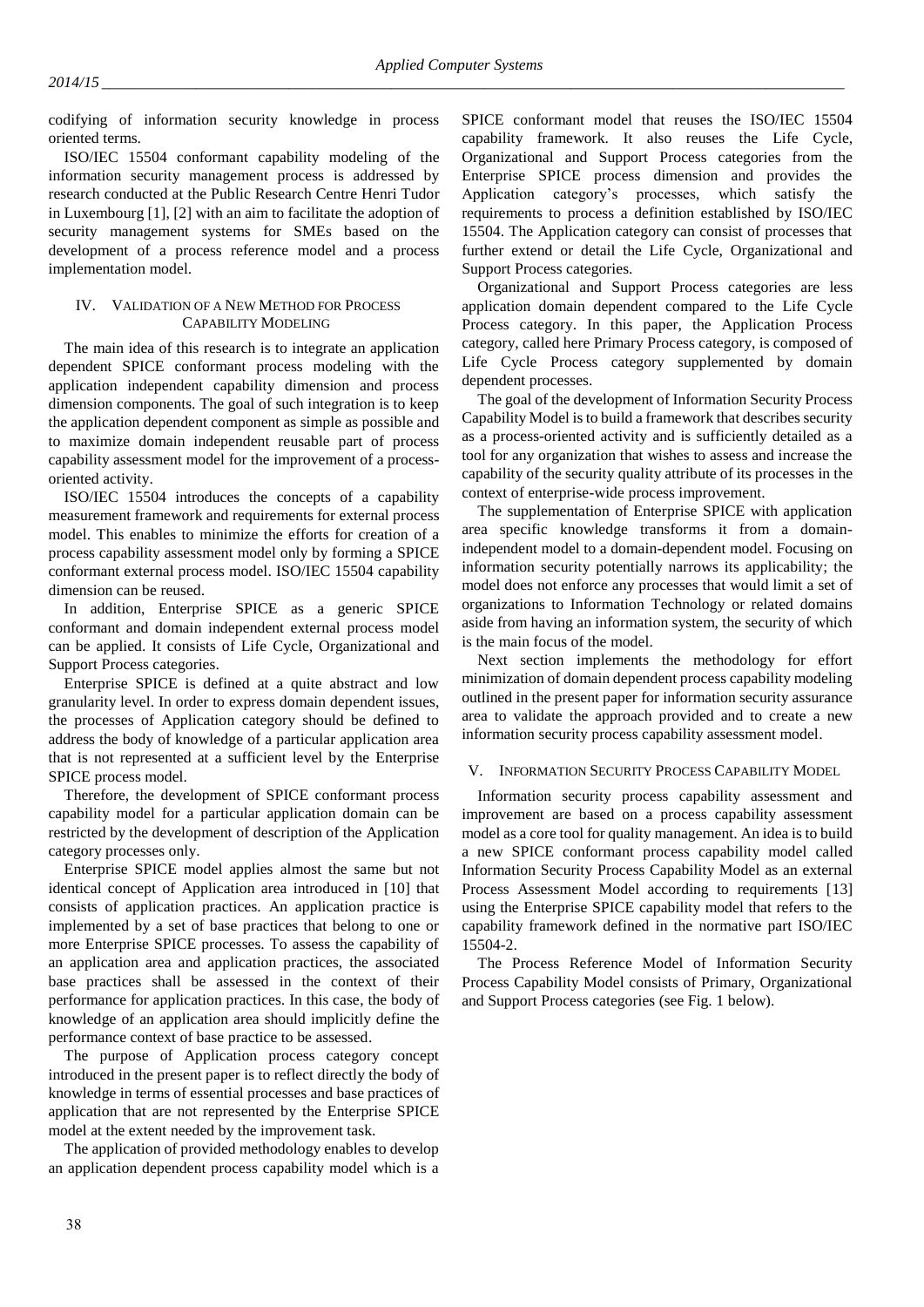codifying of information security knowledge in process oriented terms.

ISO/IEC 15504 conformant capability modeling of the information security management process is addressed by research conducted at the Public Research Centre Henri Tudor in Luxembourg [1], [2] with an aim to facilitate the adoption of security management systems for SMEs based on the development of a process reference model and a process implementation model.

## IV. Validation of a New Method for Process Capability Modeling

The main idea of this research is to integrate an application dependent SPICE conformant process modeling with the application independent capability dimension and process dimension components. The goal of such integration is to keep the application dependent component as simple as possible and to maximize domain independent reusable part of process capability assessment model for the improvement of a process-oriented activity.

ISO/IEC 15504 introduces the concepts of a capability measurement framework and requirements for external process model. This enables to minimize the efforts for creation of a process capability assessment model only by forming a SPICE conformant external process model. ISO/IEC 15504 capability dimension can be reused.

In addition, Enterprise SPICE as a generic SPICE conformant and domain independent external process model can be applied. It consists of Life Cycle, Organizational and Support Process categories.

Enterprise SPICE is defined at a quite abstract and low granularity level. In order to express domain dependent issues, the processes of Application category should be defined to address the body of knowledge of a particular application area that is not represented at a sufficient level by the Enterprise SPICE process model.

Therefore, the development of SPICE conformant process capability model for a particular application domain can be restricted by the development of description of the Application category processes only.

Enterprise SPICE model applies almost the same but not identical concept of Application area introduced in [10] that consists of application practices. An application practice is implemented by a set of base practices that belong to one or more Enterprise SPICE processes. To assess the capability of an application area and application practices, the associated base practices shall be assessed in the context of their performance for application practices. In this case, the body of knowledge of an application area should implicitly define the performance context of base practice to be assessed.

The purpose of Application process category concept introduced in the present paper is to reflect directly the body of knowledge in terms of essential processes and base practices of application that are not represented by the Enterprise SPICE model at the extent needed by the improvement task.

The application of provided methodology enables to develop an application dependent process capability model which is a SPICE conformant model that reuses the ISO/IEC 15504 capability framework. It also reuses the Life Cycle, Organizational and Support Process categories from the Enterprise SPICE process dimension and provides the Application category's processes, which satisfy the requirements to process a definition established by ISO/IEC 15504. The Application category can consist of processes that further extend or detail the Life Cycle, Organizational and Support Process categories.

Organizational and Support Process categories are less application domain dependent compared to the Life Cycle Process category. In this paper, the Application Process category, called here Primary Process category, is composed of Life Cycle Process category supplemented by domain dependent processes.

The goal of the development of Information Security Process Capability Model is to build a framework that describes security as a process-oriented activity and is sufficiently detailed as a tool for any organization that wishes to assess and increase the capability of the security quality attribute of its processes in the context of enterprise-wide process improvement.

The supplementation of Enterprise SPICE with application area specific knowledge transforms it from a domain-independent model to a domain-dependent model. Focusing on information security potentially narrows its applicability; the model does not enforce any processes that would limit a set of organizations to Information Technology or related domains aside from having an information system, the security of which is the main focus of the model.

Next section implements the methodology for effort minimization of domain dependent process capability modeling outlined in the present paper for information security assurance area to validate the approach provided and to create a new information security process capability assessment model.

## V. Information Security Process Capability Model

Information security process capability assessment and improvement are based on a process capability assessment model as a core tool for quality management. An idea is to build a new SPICE conformant process capability model called Information Security Process Capability Model as an external Process Assessment Model according to requirements [13] using the Enterprise SPICE capability model that refers to the capability framework defined in the normative part ISO/IEC 15504-2.

The Process Reference Model of Information Security Process Capability Model consists of Primary, Organizational and Support Process categories (see Fig. 1 below).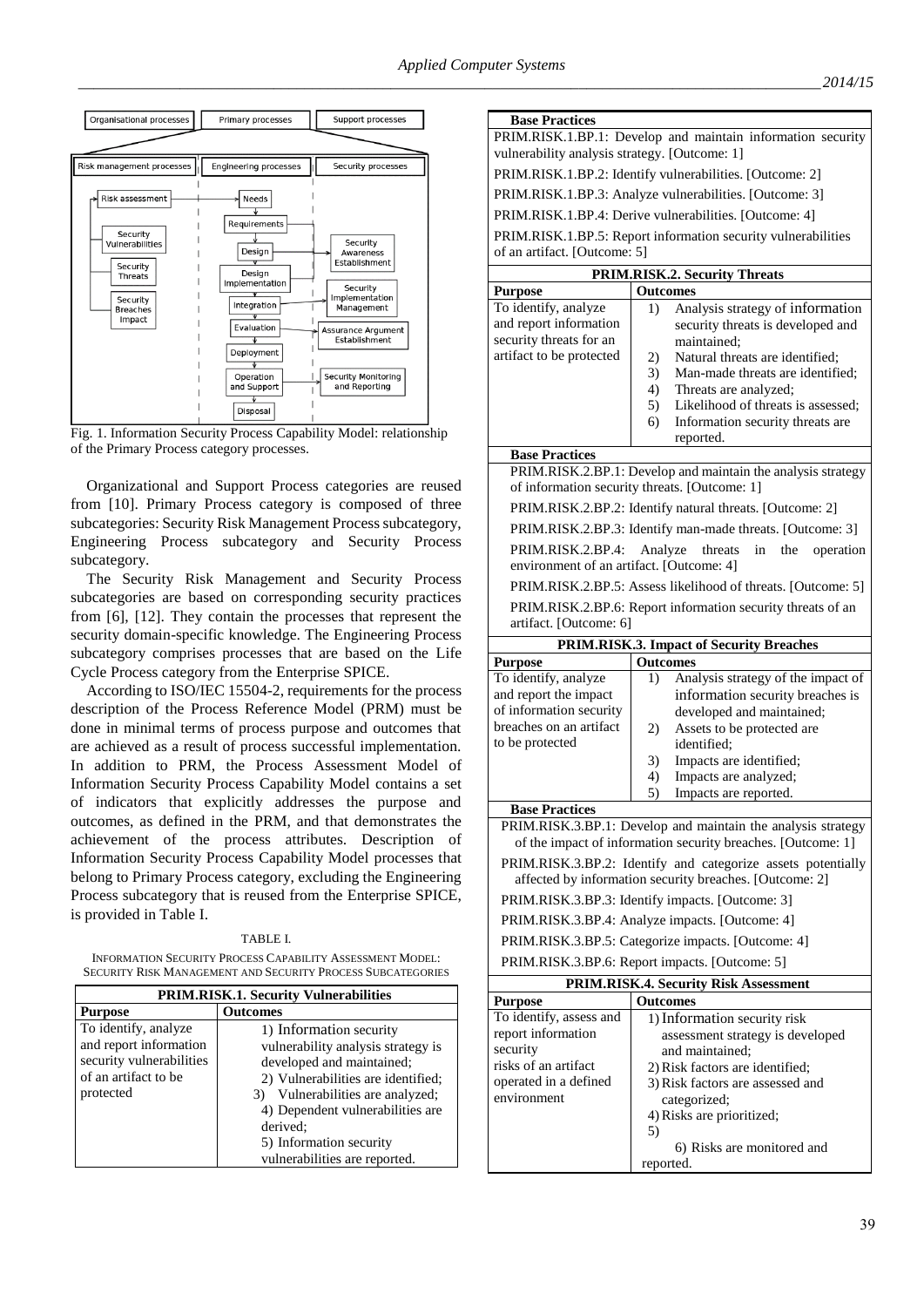Fig. 1. Information Security Process Capability Model: relationship of the Primary Process category processes.

Organizational and Support Process categories are reused from [10]. Primary Process category is composed of three subcategories: Security Risk Management Process subcategory, Engineering Process subcategory and Security Process subcategory.

The Security Risk Management and Security Process subcategories are based on corresponding security practices from [6], [12]. They contain the processes that represent the security domain-specific knowledge. The Engineering Process subcategory comprises processes that are based on the Life Cycle Process category from the Enterprise SPICE.

According to ISO/IEC 15504-2, requirements for the process description of the Process Reference Model (PRM) must be done in minimal terms of process purpose and outcomes that are achieved as a result of process successful implementation. In addition to PRM, the Process Assessment Model of Information Security Process Capability Model contains a set of indicators that explicitly addresses the purpose and outcomes, as defined in the PRM, and that demonstrates the achievement of the process attributes. Description of Information Security Process Capability Model processes that belong to Primary Process category, excluding the Engineering Process subcategory that is reused from the Enterprise SPICE, is provided in Table I.

TABLE I.
INFORMATION SECURITY PROCESS CAPABILITY ASSESSMENT MODEL: SECURITY RISK MANAGEMENT AND SECURITY PROCESS SUBCATEGORIES

| **PRIM.RISK.1. Security Vulnerabilities** | |
|---|---|
| **Purpose** | **Outcomes** |
| To identify, analyze and report information security vulnerabilities of an artifact to be protected | 1) Information security vulnerability analysis strategy is developed and maintained; 2) Vulnerabilities are identified; 3) Vulnerabilities are analyzed; 4) Dependent vulnerabilities are derived; 5) Information security vulnerabilities are reported. |
| **Base Practices** | |
| PRIM.RISK.1.BP.1: Develop and maintain information security vulnerability analysis strategy. [Outcome: 1] | |
| PRIM.RISK.1.BP.2: Identify vulnerabilities. [Outcome: 2] | |
| PRIM.RISK.1.BP.3: Analyze vulnerabilities. [Outcome: 3] | |
| PRIM.RISK.1.BP.4: Derive vulnerabilities. [Outcome: 4] | |
| PRIM.RISK.1.BP.5: Report information security vulnerabilities of an artifact. [Outcome: 5] | |
| **PRIM.RISK.2. Security Threats** | |
| **Purpose** | **Outcomes** |
| To identify, analyze and report information security threats for an artifact to be protected | 1) Analysis strategy of information security threats is developed and maintained; 2) Natural threats are identified; 3) Man-made threats are identified; 4) Threats are analyzed; 5) Likelihood of threats is assessed; 6) Information security threats are reported. |
| **Base Practices** | |
| PRIM.RISK.2.BP.1: Develop and maintain the analysis strategy of information security threats. [Outcome: 1] | |
| PRIM.RISK.2.BP.2: Identify natural threats. [Outcome: 2] | |
| PRIM.RISK.2.BP.3: Identify man-made threats. [Outcome: 3] | |
| PRIM.RISK.2.BP.4: Analyze threats in the operation environment of an artifact. [Outcome: 4] | |
| PRIM.RISK.2.BP.5: Assess likelihood of threats. [Outcome: 5] | |
| PRIM.RISK.2.BP.6: Report information security threats of an artifact. [Outcome: 6] | |
| **PRIM.RISK.3. Impact of Security Breaches** | |
| **Purpose** | **Outcomes** |
| To identify, analyze and report the impact of information security breaches on an artifact to be protected | 1) Analysis strategy of the impact of information security breaches is developed and maintained; 2) Assets to be protected are identified; 3) Impacts are identified; 4) Impacts are analyzed; 5) Impacts are reported. |
| **Base Practices** | |
| PRIM.RISK.3.BP.1: Develop and maintain the analysis strategy of the impact of information security breaches. [Outcome: 1] | |
| PRIM.RISK.3.BP.2: Identify and categorize assets potentially affected by information security breaches. [Outcome: 2] | |
| PRIM.RISK.3.BP.3: Identify impacts. [Outcome: 3] | |
| PRIM.RISK.3.BP.4: Analyze impacts. [Outcome: 4] | |
| PRIM.RISK.3.BP.5: Categorize impacts. [Outcome: 4] | |
| PRIM.RISK.3.BP.6: Report impacts. [Outcome: 5] | |
| **PRIM.RISK.4. Security Risk Assessment** | |
| **Purpose** | **Outcomes** |
| To identify, assess and report information security risks of an artifact operated in a defined environment | 1) Information security risk assessment strategy is developed and maintained; 2) Risk factors are identified; 3) Risk factors are assessed and categorized; 4) Risks are prioritized; 5) 6) Risks are monitored and reported. |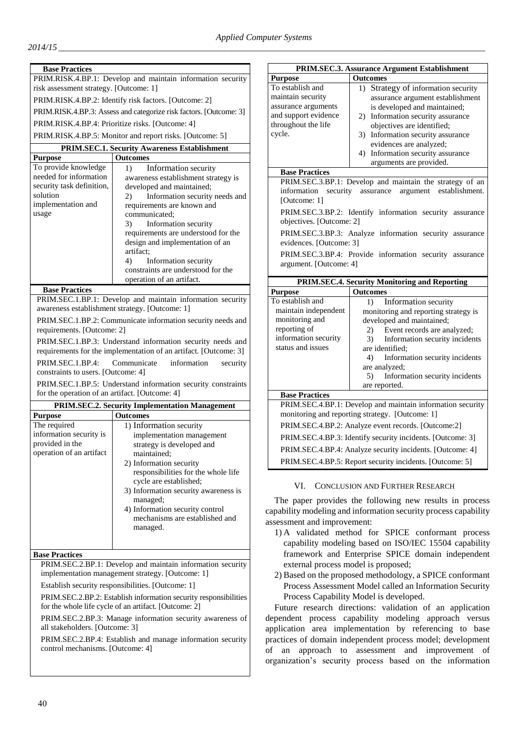| Base Practices |
|---|
| PRIM.RISK.4.BP.1: Develop and maintain information security risk assessment strategy. [Outcome: 1] |
| PRIM.RISK.4.BP.2: Identify risk factors. [Outcome: 2] |
| PRIM.RISK.4.BP.3: Assess and categorize risk factors. [Outcome: 3] |
| PRIM.RISK.4.BP.4: Prioritize risks. [Outcome: 4] |
| PRIM.RISK.4.BP.5: Monitor and report risks. [Outcome: 5] |

| PRIM.SEC.1. Security Awareness Establishment | |
|---|---|
| **Purpose** | **Outcomes** |
| To provide knowledge needed for information security task definition, solution implementation and usage | 1) Information security awareness establishment strategy is developed and maintained; 2) Information security needs and requirements are known and communicated; 3) Information security requirements are understood for the design and implementation of an artifact; 4) Information security constraints are understood for the operation of an artifact. |
| **Base Practices** | |
| PRIM.SEC.1.BP.1: Develop and maintain information security awareness establishment strategy. [Outcome: 1] | |
| PRIM.SEC.1.BP.2: Communicate information security needs and requirements. [Outcome: 2] | |
| PRIM.SEC.1.BP.3: Understand information security needs and requirements for the implementation of an artifact. [Outcome: 3] | |
| PRIM.SEC.1.BP.4: Communicate information security constraints to users. [Outcome: 4] | |
| PRIM.SEC.1.BP.5: Understand information security constraints for the operation of an artifact. [Outcome: 4] | |

| PRIM.SEC.2. Security Implementation Management | |
|---|---|
| **Purpose** | **Outcomes** |
| The required information security is provided in the operation of an artifact | 1) Information security implementation management strategy is developed and maintained; 2) Information security responsibilities for the whole life cycle are established; 3) Information security awareness is managed; 4) Information security control mechanisms are established and managed. |
| **Base Practices** | |
| PRIM.SEC.2.BP.1: Develop and maintain information security implementation management strategy. [Outcome: 1] | |
| Establish security responsibilities. [Outcome: 1] | |
| PRIM.SEC.2.BP.2: Establish information security responsibilities for the whole life cycle of an artifact. [Outcome: 2] | |
| PRIM.SEC.2.BP.3: Manage information security awareness of all stakeholders. [Outcome: 3] | |
| PRIM.SEC.2.BP.4: Establish and manage information security control mechanisms. [Outcome: 4] | |

| PRIM.SEC.3. Assurance Argument Establishment | |
|---|---|
| **Purpose** | **Outcomes** |
| To establish and maintain security assurance arguments and support evidence throughout the life cycle. | 1) Strategy of information security assurance argument establishment is developed and maintained; 2) Information security assurance objectives are identified; 3) Information security assurance evidences are analyzed; 4) Information security assurance arguments are provided. |
| **Base Practices** | |
| PRIM.SEC.3.BP.1: Develop and maintain the strategy of an information security assurance argument establishment. [Outcome: 1] | |
| PRIM.SEC.3.BP.2: Identify information security assurance objectives. [Outcome: 2] | |
| PRIM.SEC.3.BP.3: Analyze information security assurance evidences. [Outcome: 3] | |
| PRIM.SEC.3.BP.4: Provide information security assurance argument. [Outcome: 4] | |

| PRIM.SEC.4. Security Monitoring and Reporting | |
|---|---|
| **Purpose** | **Outcomes** |
| To establish and maintain independent monitoring and reporting of information security status and issues | 1) Information security monitoring and reporting strategy is developed and maintained; 2) Event records are analyzed; 3) Information security incidents are identified; 4) Information security incidents are analyzed; 5) Information security incidents are reported. |
| **Base Practices** | |
| PRIM.SEC.4.BP.1: Develop and maintain information security monitoring and reporting strategy. [Outcome: 1] | |
| PRIM.SEC.4.BP.2: Analyze event records. [Outcome:2] | |
| PRIM.SEC.4.BP.3: Identify security incidents. [Outcome: 3] | |
| PRIM.SEC.4.BP.4: Analyze security incidents. [Outcome: 4] | |
| PRIM.SEC.4.BP.5: Report security incidents. [Outcome: 5] | |

## VI. Conclusion and Further Research

The paper provides the following new results in process capability modeling and information security process capability assessment and improvement:

1) A validated method for SPICE conformant process capability modeling based on ISO/IEC 15504 capability framework and Enterprise SPICE domain independent external process model is proposed;
2) Based on the proposed methodology, a SPICE conformant Process Assessment Model called an Information Security Process Capability Model is developed.

Future research directions: validation of an application dependent process capability modeling approach versus application area implementation by referencing to base practices of domain independent process model; development of an approach to assessment and improvement of organization's security process based on the information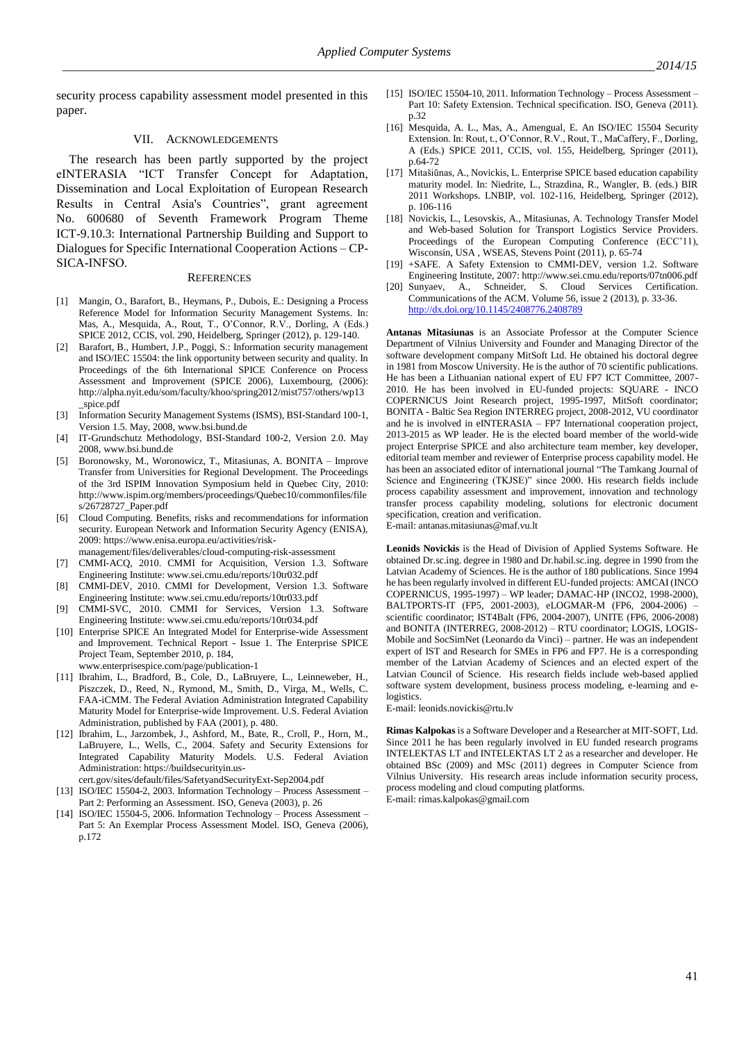security process capability assessment model presented in this paper.

## VII. Acknowledgements

The research has been partly supported by the project eINTERASIA "ICT Transfer Concept for Adaptation, Dissemination and Local Exploitation of European Research Results in Central Asia's Countries", grant agreement No. 600680 of Seventh Framework Program Theme ICT-9.10.3: International Partnership Building and Support to Dialogues for Specific International Cooperation Actions – CP-SICA-INFSO.

## References

[1] Mangin, O., Barafort, B., Heymans, P., Dubois, E.: Designing a Process Reference Model for Information Security Management Systems. In: Mas, A., Mesquida, A., Rout, T., O'Connor, R.V., Dorling, A (Eds.) SPICE 2012, CCIS, vol. 290, Heidelberg, Springer (2012), p. 129-140.

[2] Barafort, B., Humbert, J.P., Poggi, S.: Information security management and ISO/IEC 15504: the link opportunity between security and quality. In Proceedings of the 6th International SPICE Conference on Process Assessment and Improvement (SPICE 2006), Luxembourg, (2006): http://alpha.nyit.edu/som/faculty/khoo/spring2012/mist757/others/wp13_spice.pdf

[3] Information Security Management Systems (ISMS), BSI-Standard 100-1, Version 1.5. May, 2008, www.bsi.bund.de

[4] IT-Grundschutz Methodology, BSI-Standard 100-2, Version 2.0. May 2008, www.bsi.bund.de

[5] Boronowsky, M., Woronowicz, T., Mitasiunas, A. BONITA – Improve Transfer from Universities for Regional Development. The Proceedings of the 3rd ISPIM Innovation Symposium held in Quebec City, 2010: http://www.ispim.org/members/proceedings/Quebec10/commonfiles/files/26728727_Paper.pdf

[6] Cloud Computing. Benefits, risks and recommendations for information security. European Network and Information Security Agency (ENISA), 2009: https://www.enisa.europa.eu/activities/risk-management/files/deliverables/cloud-computing-risk-assessment

[7] CMMI-ACQ, 2010. CMMI for Acquisition, Version 1.3. Software Engineering Institute: www.sei.cmu.edu/reports/10tr032.pdf

[8] CMMI-DEV, 2010. CMMI for Development, Version 1.3. Software Engineering Institute: www.sei.cmu.edu/reports/10tr033.pdf

[9] CMMI-SVC, 2010. CMMI for Services, Version 1.3. Software Engineering Institute: www.sei.cmu.edu/reports/10tr034.pdf

[10] Enterprise SPICE An Integrated Model for Enterprise-wide Assessment and Improvement. Technical Report - Issue 1. The Enterprise SPICE Project Team, September 2010, p. 184, www.enterprisespice.com/page/publication-1

[11] Ibrahim, L., Bradford, B., Cole, D., LaBruyere, L., Leinneweber, H., Piszczek, D., Reed, N., Rymond, M., Smith, D., Virga, M., Wells, C. FAA-iCMM. The Federal Aviation Administration Integrated Capability Maturity Model for Enterprise-wide Improvement. U.S. Federal Aviation Administration, published by FAA (2001), p. 480.

[12] Ibrahim, L., Jarzombek, J., Ashford, M., Bate, R., Croll, P., Horn, M., LaBruyere, L., Wells, C., 2004. Safety and Security Extensions for Integrated Capability Maturity Models. U.S. Federal Aviation Administration: https://buildsecurityin.us-cert.gov/sites/default/files/SafetyandSecurityExt-Sep2004.pdf

[13] ISO/IEC 15504-2, 2003. Information Technology – Process Assessment – Part 2: Performing an Assessment. ISO, Geneva (2003), p. 26

[14] ISO/IEC 15504-5, 2006. Information Technology – Process Assessment – Part 5: An Exemplar Process Assessment Model. ISO, Geneva (2006), p.172

[15] ISO/IEC 15504-10, 2011. Information Technology – Process Assessment – Part 10: Safety Extension. Technical specification. ISO, Geneva (2011). p.32

[16] Mesquida, A. L., Mas, A., Amengual, E. An ISO/IEC 15504 Security Extension. In: Rout, t., O'Connor, R.V., Rout, T., MaCaffery, F., Dorling, A (Eds.) SPICE 2011, CCIS, vol. 155, Heidelberg, Springer (2011), p.64-72

[17] Mitašiūnas, A., Novickis, L. Enterprise SPICE based education capability maturity model. In: Niedrite, L., Strazdina, R., Wangler, B. (eds.) BIR 2011 Workshops. LNBIP, vol. 102-116, Heidelberg, Springer (2012), p. 106-116

[18] Novickis, L., Lesovskis, A., Mitasiunas, A. Technology Transfer Model and Web-based Solution for Transport Logistics Service Providers. Proceedings of the European Computing Conference (ECC'11), Wisconsin, USA , WSEAS, Stevens Point (2011), p. 65-74

[19] +SAFE. A Safety Extension to CMMI-DEV, version 1.2. Software Engineering Institute, 2007: http://www.sei.cmu.edu/reports/07tn006.pdf

[20] Sunyaev, A., Schneider, S. Cloud Services Certification. Communications of the ACM. Volume 56, issue 2 (2013), p. 33-36. http://dx.doi.org/10.1145/2408776.2408789

**Antanas Mitasiunas** is an Associate Professor at the Computer Science Department of Vilnius University and Founder and Managing Director of the software development company MitSoft Ltd. He obtained his doctoral degree in 1981 from Moscow University. He is the author of 70 scientific publications. He has been a Lithuanian national expert of EU FP7 ICT Committee, 2007-2010. He has been involved in EU-funded projects: SQUARE - INCO COPERNICUS Joint Research project, 1995-1997, MitSoft coordinator; BONITA - Baltic Sea Region INTERREG project, 2008-2012, VU coordinator and he is involved in eINTERASIA – FP7 International cooperation project, 2013-2015 as WP leader. He is the elected board member of the world-wide project Enterprise SPICE and also architecture team member, key developer, editorial team member and reviewer of Enterprise process capability model. He has been an associated editor of international journal "The Tamkang Journal of Science and Engineering (TKJSE)" since 2000. His research fields include process capability assessment and improvement, innovation and technology transfer process capability modeling, solutions for electronic document specification, creation and verification.
E-mail: antanas.mitasiunas@maf.vu.lt

**Leonids Novickis** is the Head of Division of Applied Systems Software. He obtained Dr.sc.ing. degree in 1980 and Dr.habil.sc.ing. degree in 1990 from the Latvian Academy of Sciences. He is the author of 180 publications. Since 1994 he has been regularly involved in different EU-funded projects: AMCAI (INCO COPERNICUS, 1995-1997) – WP leader; DAMAC-HP (INCO2, 1998-2000), BALTPORTS-IT (FP5, 2001-2003), eLOGMAR-M (FP6, 2004-2006) – scientific coordinator; IST4Balt (FP6, 2004-2007), UNITE (FP6, 2006-2008) and BONITA (INTERREG, 2008-2012) – RTU coordinator; LOGIS, LOGIS-Mobile and SocSimNet (Leonardo da Vinci) – partner. He was an independent expert of IST and Research for SMEs in FP6 and FP7. He is a corresponding member of the Latvian Academy of Sciences and an elected expert of the Latvian Council of Science. His research fields include web-based applied software system development, business process modeling, e-learning and e-logistics.
E-mail: leonids.novickis@rtu.lv

**Rimas Kalpokas** is a Software Developer and a Researcher at MIT-SOFT, Ltd. Since 2011 he has been regularly involved in EU funded research programs INTELEKTAS LT and INTELEKTAS LT 2 as a researcher and developer. He obtained BSc (2009) and MSc (2011) degrees in Computer Science from Vilnius University. His research areas include information security process, process modeling and cloud computing platforms.
E-mail: rimas.kalpokas@gmail.com